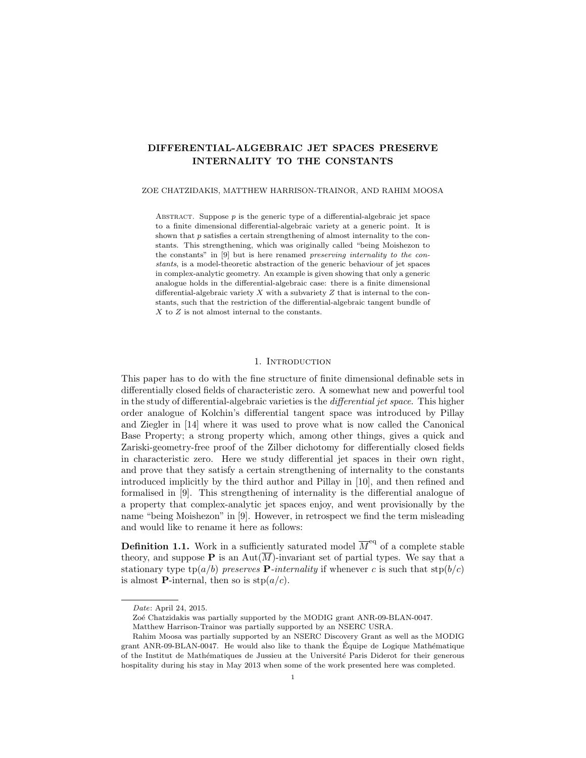# DIFFERENTIAL-ALGEBRAIC JET SPACES PRESERVE INTERNALITY TO THE CONSTANTS

ZOE CHATZIDAKIS, MATTHEW HARRISON-TRAINOR, AND RAHIM MOOSA

Abstract. Suppose $p$ is the generic type of a differential-algebraic jet space to a finite dimensional differential-algebraic variety at a generic point. It is shown that $p$ satisfies a certain strengthening of almost internality to the constants. This strengthening, which was originally called "being Moishezon to the constants" in [9] but is here renamed *preserving internality to the constants*, is a model-theoretic abstraction of the generic behaviour of jet spaces in complex-analytic geometry. An example is given showing that only a generic analogue holds in the differential-algebraic case: there is a finite dimensional differential-algebraic variety $X$ with a subvariety $Z$ that is internal to the constants, such that the restriction of the differential-algebraic tangent bundle of $X$ to $Z$ is not almost internal to the constants.

## 1. Introduction

This paper has to do with the fine structure of finite dimensional definable sets in differentially closed fields of characteristic zero. A somewhat new and powerful tool in the study of differential-algebraic varieties is the *differential jet space*. This higher order analogue of Kolchin's differential tangent space was introduced by Pillay and Ziegler in [14] where it was used to prove what is now called the Canonical Base Property; a strong property which, among other things, gives a quick and Zariski-geometry-free proof of the Zilber dichotomy for differentially closed fields in characteristic zero. Here we study differential jet spaces in their own right, and prove that they satisfy a certain strengthening of internality to the constants introduced implicitly by the third author and Pillay in [10], and then refined and formalised in [9]. This strengthening of internality is the differential analogue of a property that complex-analytic jet spaces enjoy, and went provisionally by the name "being Moishezon" in [9]. However, in retrospect we find the term misleading and would like to rename it here as follows:

**Definition 1.1.** Work in a sufficiently saturated model $\overline{M}^{\text{eq}}$ of a complete stable theory, and suppose $\mathbf{P}$ is an $\text{Aut}(\overline{M})$-invariant set of partial types. We say that a stationary type $\text{tp}(a/b)$ *preserves* $\mathbf{P}$*-internality* if whenever $c$ is such that $\text{stp}(b/c)$ is almost $\mathbf{P}$-internal, then so is $\text{stp}(a/c)$.

---

*Date*: April 24, 2015.

Zoé Chatzidakis was partially supported by the MODIG grant ANR-09-BLAN-0047.

Matthew Harrison-Trainor was partially supported by an NSERC USRA.

Rahim Moosa was partially supported by an NSERC Discovery Grant as well as the MODIG grant ANR-09-BLAN-0047. He would also like to thank the Équipe de Logique Mathématique of the Institut de Mathématiques de Jussieu at the Université Paris Diderot for their generous hospitality during his stay in May 2013 when some of the work presented here was completed.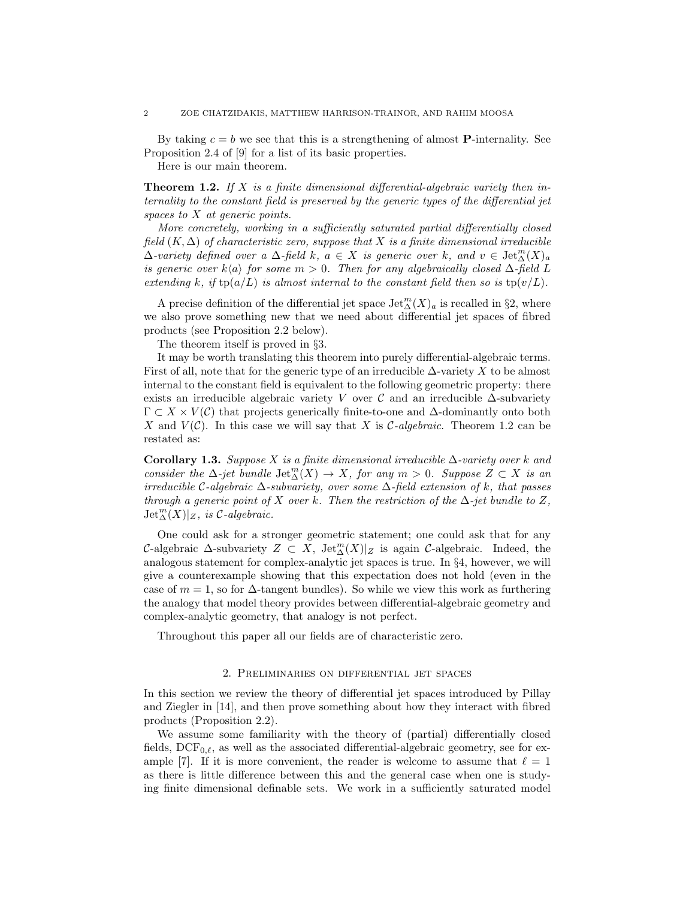By taking $c = b$ we see that this is a strengthening of almost $\mathbf{P}$-internality. See Proposition 2.4 of [9] for a list of its basic properties.

Here is our main theorem.

**Theorem 1.2.** *If $X$ is a finite dimensional differential-algebraic variety then internality to the constant field is preserved by the generic types of the differential jet spaces to $X$ at generic points.*

*More concretely, working in a sufficiently saturated partial differentially closed field $(K, \Delta)$ of characteristic zero, suppose that $X$ is a finite dimensional irreducible $\Delta$-variety defined over a $\Delta$-field $k$, $a \in X$ is generic over $k$, and $v \in \operatorname{Jet}^m_\Delta(X)_a$ is generic over $k\langle a \rangle$ for some $m > 0$. Then for any algebraically closed $\Delta$-field $L$ extending $k$, if $\operatorname{tp}(a/L)$ is almost internal to the constant field then so is $\operatorname{tp}(v/L)$.*

A precise definition of the differential jet space $\operatorname{Jet}^m_\Delta(X)_a$ is recalled in §2, where we also prove something new that we need about differential jet spaces of fibred products (see Proposition 2.2 below).

The theorem itself is proved in §3.

It may be worth translating this theorem into purely differential-algebraic terms. First of all, note that for the generic type of an irreducible $\Delta$-variety $X$ to be almost internal to the constant field is equivalent to the following geometric property: there exists an irreducible algebraic variety $V$ over $\mathcal{C}$ and an irreducible $\Delta$-subvariety $\Gamma \subset X \times V(\mathcal{C})$ that projects generically finite-to-one and $\Delta$-dominantly onto both $X$ and $V(\mathcal{C})$. In this case we will say that $X$ is *$\mathcal{C}$-algebraic*. Theorem 1.2 can be restated as:

**Corollary 1.3.** *Suppose $X$ is a finite dimensional irreducible $\Delta$-variety over $k$ and consider the $\Delta$-jet bundle $\operatorname{Jet}^m_\Delta(X) \to X$, for any $m > 0$. Suppose $Z \subset X$ is an irreducible $\mathcal{C}$-algebraic $\Delta$-subvariety, over some $\Delta$-field extension of $k$, that passes through a generic point of $X$ over $k$. Then the restriction of the $\Delta$-jet bundle to $Z$, $\operatorname{Jet}^m_\Delta(X)|_Z$, is $\mathcal{C}$-algebraic.*

One could ask for a stronger geometric statement; one could ask that for any $\mathcal{C}$-algebraic $\Delta$-subvariety $Z \subset X$, $\operatorname{Jet}^m_\Delta(X)|_Z$ is again $\mathcal{C}$-algebraic. Indeed, the analogous statement for complex-analytic jet spaces is true. In §4, however, we will give a counterexample showing that this expectation does not hold (even in the case of $m = 1$, so for $\Delta$-tangent bundles). So while we view this work as furthering the analogy that model theory provides between differential-algebraic geometry and complex-analytic geometry, that analogy is not perfect.

Throughout this paper all our fields are of characteristic zero.

## 2. Preliminaries on differential jet spaces

In this section we review the theory of differential jet spaces introduced by Pillay and Ziegler in [14], and then prove something about how they interact with fibred products (Proposition 2.2).

We assume some familiarity with the theory of (partial) differentially closed fields, $\mathrm{DCF}_{0,\ell}$, as well as the associated differential-algebraic geometry, see for example [7]. If it is more convenient, the reader is welcome to assume that $\ell = 1$ as there is little difference between this and the general case when one is studying finite dimensional definable sets. We work in a sufficiently saturated model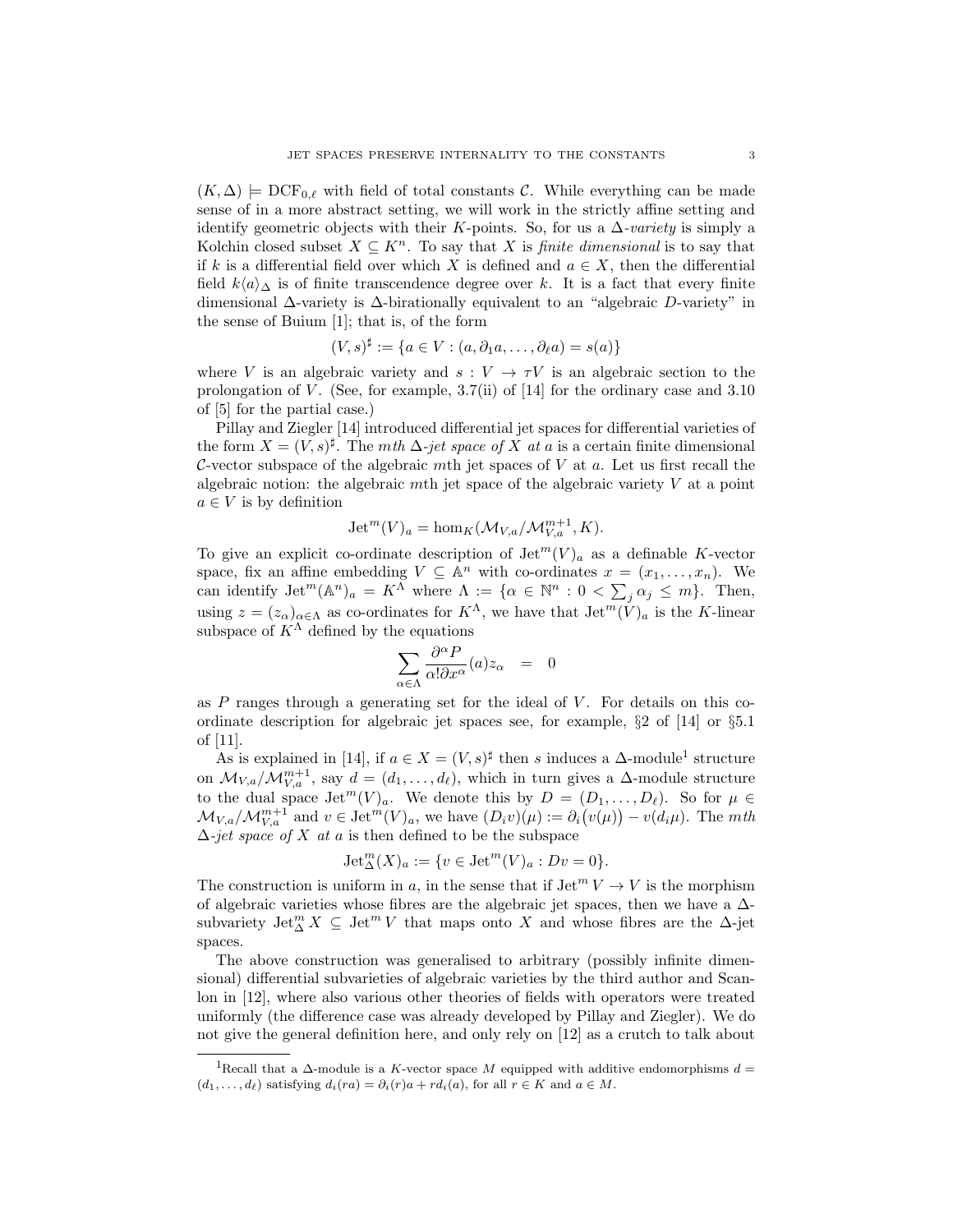$(K, \Delta) \models \mathrm{DCF}_{0,\ell}$ with field of total constants $\mathcal{C}$. While everything can be made sense of in a more abstract setting, we will work in the strictly affine setting and identify geometric objects with their $K$-points. So, for us a *$\Delta$-variety* is simply a Kolchin closed subset $X \subseteq K^n$. To say that $X$ is *finite dimensional* is to say that if $k$ is a differential field over which $X$ is defined and $a \in X$, then the differential field $k\langle a\rangle_\Delta$ is of finite transcendence degree over $k$. It is a fact that every finite dimensional $\Delta$-variety is $\Delta$-birationally equivalent to an "algebraic $D$-variety" in the sense of Buium [1]; that is, of the form

$$(V, s)^\sharp := \{a \in V : (a, \partial_1 a, \dots, \partial_\ell a) = s(a)\}$$

where $V$ is an algebraic variety and $s : V \to \tau V$ is an algebraic section to the prolongation of $V$. (See, for example, 3.7(ii) of [14] for the ordinary case and 3.10 of [5] for the partial case.)

Pillay and Ziegler [14] introduced differential jet spaces for differential varieties of the form $X = (V, s)^\sharp$. The *$m$th $\Delta$-jet space of $X$ at $a$* is a certain finite dimensional $\mathcal{C}$-vector subspace of the algebraic $m$th jet spaces of $V$ at $a$. Let us first recall the algebraic notion: the algebraic $m$th jet space of the algebraic variety $V$ at a point $a \in V$ is by definition

$$\mathrm{Jet}^m(V)_a = \mathrm{hom}_K(\mathcal{M}_{V,a}/\mathcal{M}_{V,a}^{m+1}, K).$$

To give an explicit co-ordinate description of $\mathrm{Jet}^m(V)_a$ as a definable $K$-vector space, fix an affine embedding $V \subseteq \mathbb{A}^n$ with co-ordinates $x = (x_1, \dots, x_n)$. We can identify $\mathrm{Jet}^m(\mathbb{A}^n)_a = K^\Lambda$ where $\Lambda := \{\alpha \in \mathbb{N}^n : 0 < \sum_j \alpha_j \leq m\}$. Then, using $z = (z_\alpha)_{\alpha\in\Lambda}$ as co-ordinates for $K^\Lambda$, we have that $\mathrm{Jet}^m(V)_a$ is the $K$-linear subspace of $K^\Lambda$ defined by the equations

$$\sum_{\alpha\in\Lambda} \frac{\partial^\alpha P}{\alpha! \partial x^\alpha}(a) z_\alpha \quad = \quad 0$$

as $P$ ranges through a generating set for the ideal of $V$. For details on this co-ordinate description for algebraic jet spaces see, for example, §2 of [14] or §5.1 of [11].

As is explained in [14], if $a \in X = (V, s)^\sharp$ then $s$ induces a $\Delta$-module[1] structure on $\mathcal{M}_{V,a}/\mathcal{M}_{V,a}^{m+1}$, say $d = (d_1, \dots, d_\ell)$, which in turn gives a $\Delta$-module structure to the dual space $\mathrm{Jet}^m(V)_a$. We denote this by $D = (D_1, \dots, D_\ell)$. So for $\mu \in \mathcal{M}_{V,a}/\mathcal{M}_{V,a}^{m+1}$ and $v \in \mathrm{Jet}^m(V)_a$, we have $(D_i v)(\mu) := \partial_i\big(v(\mu)\big) - v(d_i\mu)$. The *$m$th $\Delta$-jet space of $X$ at $a$* is then defined to be the subspace

$$\mathrm{Jet}^m_\Delta(X)_a := \{v \in \mathrm{Jet}^m(V)_a : Dv = 0\}.$$

The construction is uniform in $a$, in the sense that if $\mathrm{Jet}^m V \to V$ is the morphism of algebraic varieties whose fibres are the algebraic jet spaces, then we have a $\Delta$-subvariety $\mathrm{Jet}^m_\Delta X \subseteq \mathrm{Jet}^m V$ that maps onto $X$ and whose fibres are the $\Delta$-jet spaces.

The above construction was generalised to arbitrary (possibly infinite dimensional) differential subvarieties of algebraic varieties by the third author and Scanlon in [12], where also various other theories of fields with operators were treated uniformly (the difference case was already developed by Pillay and Ziegler). We do not give the general definition here, and only rely on [12] as a crutch to talk about

---

[1] Recall that a $\Delta$-module is a $K$-vector space $M$ equipped with additive endomorphisms $d = (d_1, \dots, d_\ell)$ satisfying $d_i(ra) = \partial_i(r)a + rd_i(a)$, for all $r \in K$ and $a \in M$.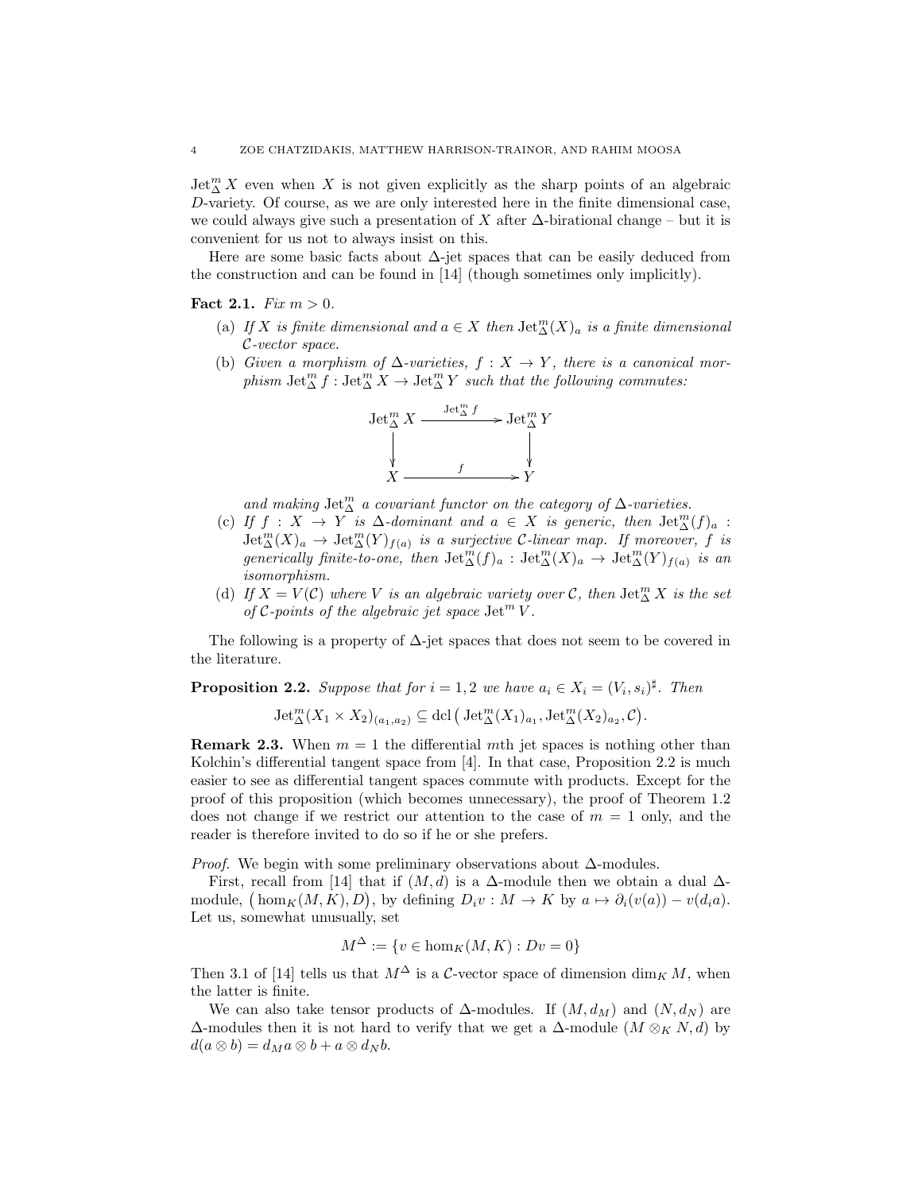$\mathrm{Jet}^m_\Delta X$ even when $X$ is not given explicitly as the sharp points of an algebraic $D$-variety. Of course, as we are only interested here in the finite dimensional case, we could always give such a presentation of $X$ after $\Delta$-birational change – but it is convenient for us not to always insist on this.

Here are some basic facts about $\Delta$-jet spaces that can be easily deduced from the construction and can be found in [14] (though sometimes only implicitly).

**Fact 2.1.** *Fix $m > 0$.*

(a) *If $X$ is finite dimensional and $a \in X$ then $\mathrm{Jet}^m_\Delta(X)_a$ is a finite dimensional $\mathcal{C}$-vector space.*

(b) *Given a morphism of $\Delta$-varieties, $f : X \to Y$, there is a canonical morphism $\mathrm{Jet}^m_\Delta f : \mathrm{Jet}^m_\Delta X \to \mathrm{Jet}^m_\Delta Y$ such that the following commutes:*

$$\begin{array}{ccc} \mathrm{Jet}^m_\Delta X & \xrightarrow{\mathrm{Jet}^m_\Delta f} & \mathrm{Jet}^m_\Delta Y \\ \downarrow & & \downarrow \\ X & \xrightarrow{\quad f \quad} & Y \end{array}$$

*and making $\mathrm{Jet}^m_\Delta$ a covariant functor on the category of $\Delta$-varieties.*

(c) *If $f : X \to Y$ is $\Delta$-dominant and $a \in X$ is generic, then $\mathrm{Jet}^m_\Delta(f)_a : \mathrm{Jet}^m_\Delta(X)_a \to \mathrm{Jet}^m_\Delta(Y)_{f(a)}$ is a surjective $\mathcal{C}$-linear map. If moreover, $f$ is generically finite-to-one, then $\mathrm{Jet}^m_\Delta(f)_a : \mathrm{Jet}^m_\Delta(X)_a \to \mathrm{Jet}^m_\Delta(Y)_{f(a)}$ is an isomorphism.*

(d) *If $X = V(\mathcal{C})$ where $V$ is an algebraic variety over $\mathcal{C}$, then $\mathrm{Jet}^m_\Delta X$ is the set of $\mathcal{C}$-points of the algebraic jet space $\mathrm{Jet}^m V$.*

The following is a property of $\Delta$-jet spaces that does not seem to be covered in the literature.

**Proposition 2.2.** *Suppose that for $i = 1, 2$ we have $a_i \in X_i = (V_i, s_i)^\sharp$. Then*

$$\mathrm{Jet}^m_\Delta(X_1 \times X_2)_{(a_1,a_2)} \subseteq \mathrm{dcl}\big(\mathrm{Jet}^m_\Delta(X_1)_{a_1}, \mathrm{Jet}^m_\Delta(X_2)_{a_2}, \mathcal{C}\big).$$

**Remark 2.3.** When $m = 1$ the differential $m$th jet spaces is nothing other than Kolchin's differential tangent space from [4]. In that case, Proposition 2.2 is much easier to see as differential tangent spaces commute with products. Except for the proof of this proposition (which becomes unnecessary), the proof of Theorem 1.2 does not change if we restrict our attention to the case of $m = 1$ only, and the reader is therefore invited to do so if he or she prefers.

*Proof.* We begin with some preliminary observations about $\Delta$-modules.

First, recall from [14] that if $(M, d)$ is a $\Delta$-module then we obtain a dual $\Delta$-module, $\big(\hom_K(M, K), D\big)$, by defining $D_i v : M \to K$ by $a \mapsto \partial_i(v(a)) - v(d_i a)$. Let us, somewhat unusually, set

$$M^\Delta := \{v \in \hom_K(M, K) : Dv = 0\}$$

Then 3.1 of [14] tells us that $M^\Delta$ is a $\mathcal{C}$-vector space of dimension $\dim_K M$, when the latter is finite.

We can also take tensor products of $\Delta$-modules. If $(M, d_M)$ and $(N, d_N)$ are $\Delta$-modules then it is not hard to verify that we get a $\Delta$-module $(M \otimes_K N, d)$ by $d(a \otimes b) = d_M a \otimes b + a \otimes d_N b$.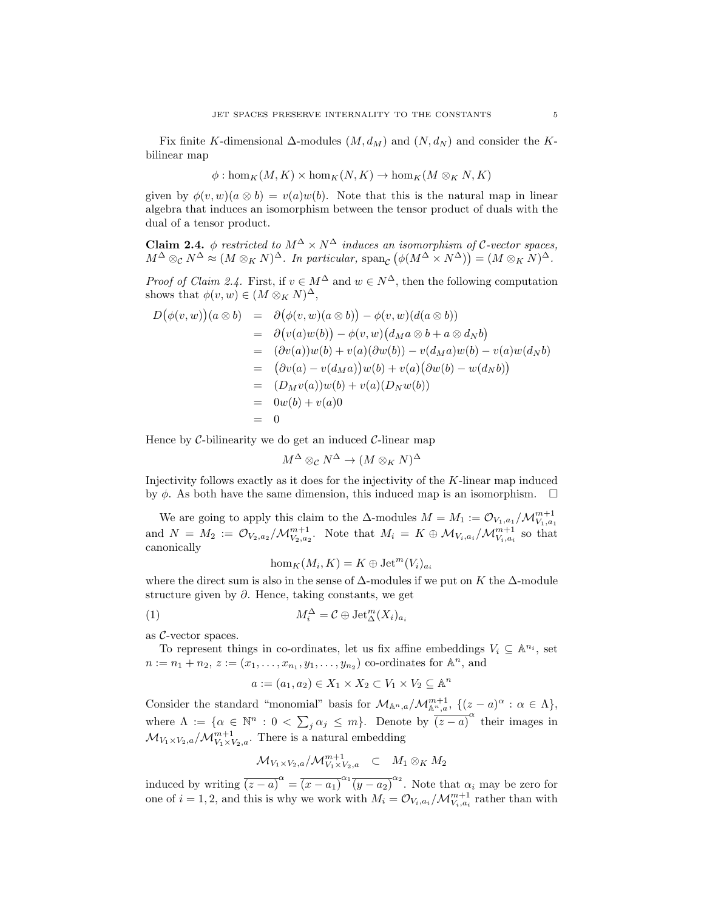Fix finite $K$-dimensional $\Delta$-modules $(M, d_M)$ and $(N, d_N)$ and consider the $K$-bilinear map

$$\phi : \hom_K(M, K) \times \hom_K(N, K) \to \hom_K(M \otimes_K N, K)$$

given by $\phi(v, w)(a \otimes b) = v(a)w(b)$. Note that this is the natural map in linear algebra that induces an isomorphism between the tensor product of duals with the dual of a tensor product.

**Claim 2.4.** *$\phi$ restricted to $M^\Delta \times N^\Delta$ induces an isomorphism of $\mathcal{C}$-vector spaces, $M^\Delta \otimes_{\mathcal{C}} N^\Delta \approx (M \otimes_K N)^\Delta$. In particular, $\operatorname{span}_{\mathcal{C}}\big(\phi(M^\Delta \times N^\Delta)\big) = (M \otimes_K N)^\Delta$.*

*Proof of Claim 2.4.* First, if $v \in M^\Delta$ and $w \in N^\Delta$, then the following computation shows that $\phi(v, w) \in (M \otimes_K N)^\Delta$,

$$\begin{aligned}
D\big(\phi(v,w)\big)(a \otimes b) &= \partial\big(\phi(v,w)(a \otimes b)\big) - \phi(v,w)(d(a \otimes b)) \\
&= \partial\big(v(a)w(b)\big) - \phi(v,w)\big(d_M a \otimes b + a \otimes d_N b\big) \\
&= (\partial v(a))w(b) + v(a)(\partial w(b)) - v(d_M a)w(b) - v(a)w(d_N b) \\
&= \big(\partial v(a) - v(d_M a)\big)w(b) + v(a)\big(\partial w(b) - w(d_N b)\big) \\
&= (D_M v(a))w(b) + v(a)(D_N w(b)) \\
&= 0w(b) + v(a)0 \\
&= 0
\end{aligned}$$

Hence by $\mathcal{C}$-bilinearity we do get an induced $\mathcal{C}$-linear map

$$M^\Delta \otimes_{\mathcal{C}} N^\Delta \to (M \otimes_K N)^\Delta$$

Injectivity follows exactly as it does for the injectivity of the $K$-linear map induced by $\phi$. As both have the same dimension, this induced map is an isomorphism. $\square$

We are going to apply this claim to the $\Delta$-modules $M = M_1 := \mathcal{O}_{V_1,a_1}/\mathcal{M}^{m+1}_{V_1,a_1}$ and $N = M_2 := \mathcal{O}_{V_2,a_2}/\mathcal{M}^{m+1}_{V_2,a_2}$. Note that $M_i = K \oplus \mathcal{M}_{V_i,a_i}/\mathcal{M}^{m+1}_{V_i,a_i}$ so that canonically

$$\hom_K(M_i, K) = K \oplus \operatorname{Jet}^m(V_i)_{a_i}$$

where the direct sum is also in the sense of $\Delta$-modules if we put on $K$ the $\Delta$-module structure given by $\partial$. Hence, taking constants, we get

$$M_i^\Delta = \mathcal{C} \oplus \operatorname{Jet}^m_\Delta(X_i)_{a_i} \tag{1}$$

as $\mathcal{C}$-vector spaces.

To represent things in co-ordinates, let us fix affine embeddings $V_i \subseteq \mathbb{A}^{n_i}$, set $n := n_1 + n_2$, $z := (x_1, \dots, x_{n_1}, y_1, \dots, y_{n_2})$ co-ordinates for $\mathbb{A}^n$, and

$$a := (a_1, a_2) \in X_1 \times X_2 \subset V_1 \times V_2 \subseteq \mathbb{A}^n$$

Consider the standard "monomial" basis for $\mathcal{M}_{\mathbb{A}^n,a}/\mathcal{M}^{m+1}_{\mathbb{A}^n,a}$, $\{(z-a)^\alpha : \alpha \in \Lambda\}$, where $\Lambda := \{\alpha \in \mathbb{N}^n : 0 < \sum_j \alpha_j \leq m\}$. Denote by $\overline{(z-a)}^\alpha$ their images in $\mathcal{M}_{V_1 \times V_2,a}/\mathcal{M}^{m+1}_{V_1 \times V_2,a}$. There is a natural embedding

$$\mathcal{M}_{V_1 \times V_2,a}/\mathcal{M}^{m+1}_{V_1 \times V_2,a} \quad \subset \quad M_1 \otimes_K M_2$$

induced by writing $\overline{(z-a)}^\alpha = \overline{(x-a_1)}^{\alpha_1}\overline{(y-a_2)}^{\alpha_2}$. Note that $\alpha_i$ may be zero for one of $i = 1, 2$, and this is why we work with $M_i = \mathcal{O}_{V_i,a_i}/\mathcal{M}^{m+1}_{V_i,a_i}$ rather than with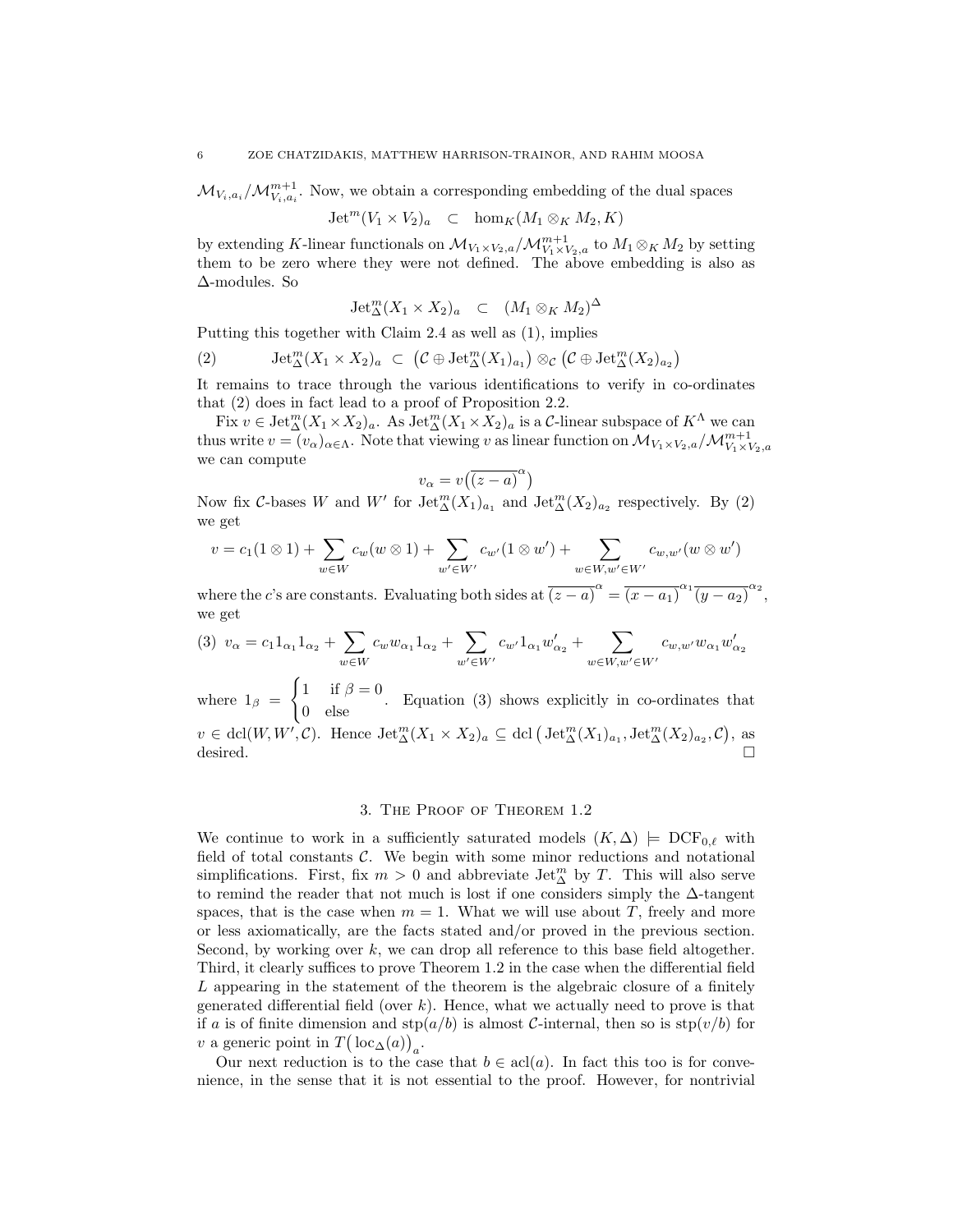$\mathcal{M}_{V_i,a_i}/\mathcal{M}_{V_i,a_i}^{m+1}$. Now, we obtain a corresponding embedding of the dual spaces

$$\operatorname{Jet}^m(V_1 \times V_2)_a \quad \subset \quad \hom_K(M_1 \otimes_K M_2, K)$$

by extending $K$-linear functionals on $\mathcal{M}_{V_1 \times V_2,a}/\mathcal{M}_{V_1 \times V_2,a}^{m+1}$ to $M_1 \otimes_K M_2$ by setting them to be zero where they were not defined. The above embedding is also as $\Delta$-modules. So

$$\operatorname{Jet}_\Delta^m(X_1 \times X_2)_a \quad \subset \quad (M_1 \otimes_K M_2)^\Delta$$

Putting this together with Claim 2.4 as well as (1), implies

$$\operatorname{Jet}_\Delta^m(X_1 \times X_2)_a \subset \big(\mathcal{C} \oplus \operatorname{Jet}_\Delta^m(X_1)_{a_1}\big) \otimes_{\mathcal{C}} \big(\mathcal{C} \oplus \operatorname{Jet}_\Delta^m(X_2)_{a_2}\big) \tag{2}$$

It remains to trace through the various identifications to verify in co-ordinates that (2) does in fact lead to a proof of Proposition 2.2.

Fix $v \in \operatorname{Jet}_\Delta^m(X_1 \times X_2)_a$. As $\operatorname{Jet}_\Delta^m(X_1 \times X_2)_a$ is a $\mathcal{C}$-linear subspace of $K^\Lambda$ we can thus write $v = (v_\alpha)_{\alpha \in \Lambda}$. Note that viewing $v$ as linear function on $\mathcal{M}_{V_1 \times V_2,a}/\mathcal{M}_{V_1 \times V_2,a}^{m+1}$ we can compute

$$v_\alpha = v\big(\overline{(z-a)}^\alpha\big)$$

Now fix $\mathcal{C}$-bases $W$ and $W'$ for $\operatorname{Jet}_\Delta^m(X_1)_{a_1}$ and $\operatorname{Jet}_\Delta^m(X_2)_{a_2}$ respectively. By (2) we get

$$v = c_1(1 \otimes 1) + \sum_{w \in W} c_w(w \otimes 1) + \sum_{w' \in W'} c_{w'}(1 \otimes w') + \sum_{w \in W, w' \in W'} c_{w,w'}(w \otimes w')$$

where the $c$'s are constants. Evaluating both sides at $\overline{(z-a)}^\alpha = \overline{(x-a_1)}^{\alpha_1}\overline{(y-a_2)}^{\alpha_2}$, we get

$$v_\alpha = c_1 1_{\alpha_1} 1_{\alpha_2} + \sum_{w \in W} c_w w_{\alpha_1} 1_{\alpha_2} + \sum_{w' \in W'} c_{w'} 1_{\alpha_1} w'_{\alpha_2} + \sum_{w \in W, w' \in W'} c_{w,w'} w_{\alpha_1} w'_{\alpha_2} \tag{3}$$

where $1_\beta = \begin{cases} 1 & \text{if } \beta = 0 \\ 0 & \text{else} \end{cases}$. Equation (3) shows explicitly in co-ordinates that $v \in \operatorname{dcl}(W, W', \mathcal{C})$. Hence $\operatorname{Jet}_\Delta^m(X_1 \times X_2)_a \subseteq \operatorname{dcl}\big(\operatorname{Jet}_\Delta^m(X_1)_{a_1}, \operatorname{Jet}_\Delta^m(X_2)_{a_2}, \mathcal{C}\big)$, as desired. $\square$

## 3. The Proof of Theorem 1.2

We continue to work in a sufficiently saturated models $(K, \Delta) \models \mathrm{DCF}_{0,\ell}$ with field of total constants $\mathcal{C}$. We begin with some minor reductions and notational simplifications. First, fix $m > 0$ and abbreviate $\operatorname{Jet}_\Delta^m$ by $T$. This will also serve to remind the reader that not much is lost if one considers simply the $\Delta$-tangent spaces, that is the case when $m = 1$. What we will use about $T$, freely and more or less axiomatically, are the facts stated and/or proved in the previous section. Second, by working over $k$, we can drop all reference to this base field altogether. Third, it clearly suffices to prove Theorem 1.2 in the case when the differential field $L$ appearing in the statement of the theorem is the algebraic closure of a finitely generated differential field (over $k$). Hence, what we actually need to prove is that if $a$ is of finite dimension and $\operatorname{stp}(a/b)$ is almost $\mathcal{C}$-internal, then so is $\operatorname{stp}(v/b)$ for $v$ a generic point in $T\big(\operatorname{loc}_\Delta(a)\big)_a$.

Our next reduction is to the case that $b \in \operatorname{acl}(a)$. In fact this too is for convenience, in the sense that it is not essential to the proof. However, for nontrivial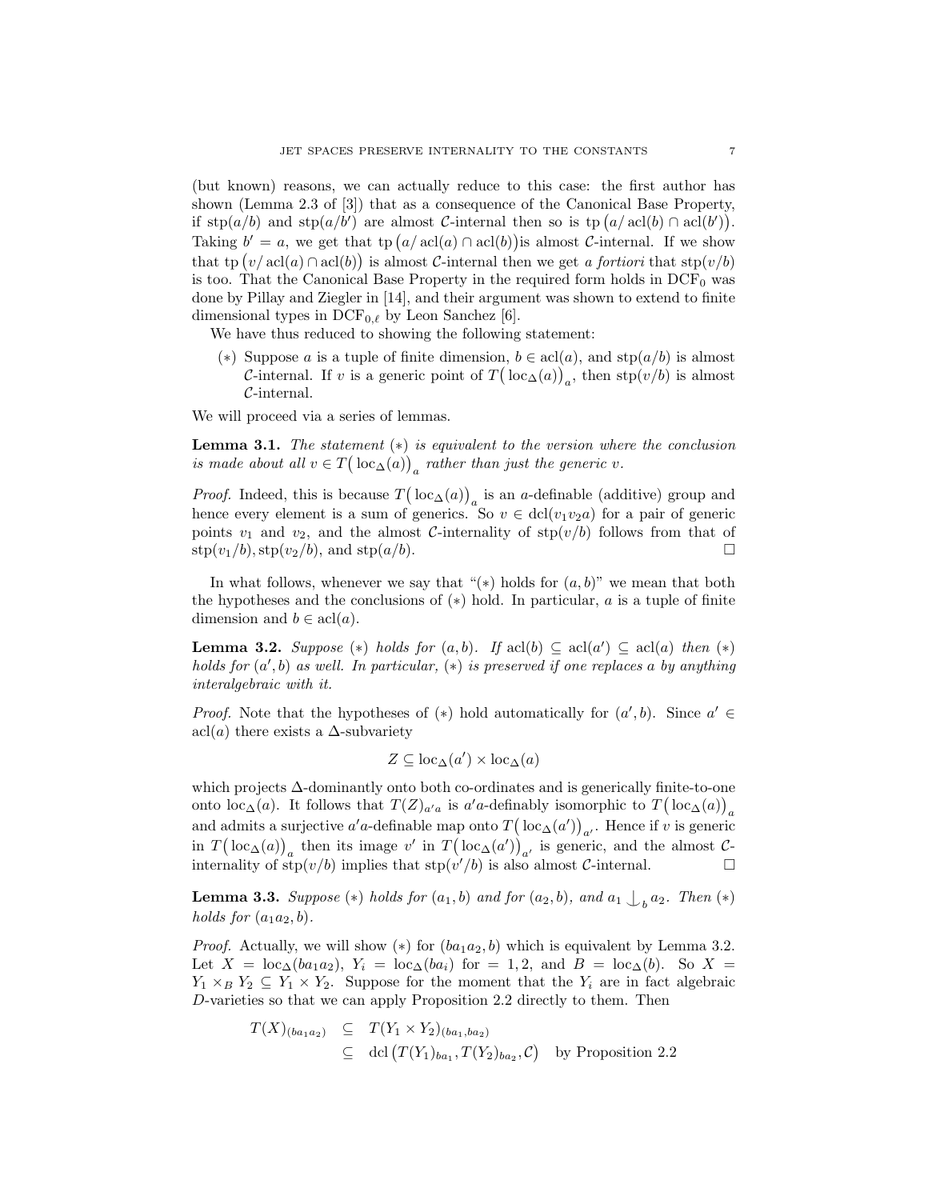(but known) reasons, we can actually reduce to this case: the first author has shown (Lemma 2.3 of [3]) that as a consequence of the Canonical Base Property, if $\operatorname{stp}(a/b)$ and $\operatorname{stp}(a/b')$ are almost $\mathcal{C}$-internal then so is $\operatorname{tp}\big(a/\operatorname{acl}(b)\cap\operatorname{acl}(b')\big)$. Taking $b'=a$, we get that $\operatorname{tp}\big(a/\operatorname{acl}(a)\cap\operatorname{acl}(b)\big)$is almost $\mathcal{C}$-internal. If we show that $\operatorname{tp}\big(v/\operatorname{acl}(a)\cap\operatorname{acl}(b)\big)$ is almost $\mathcal{C}$-internal then we get *a fortiori* that $\operatorname{stp}(v/b)$ is too. That the Canonical Base Property in the required form holds in $\mathrm{DCF}_0$ was done by Pillay and Ziegler in [14], and their argument was shown to extend to finite dimensional types in $\mathrm{DCF}_{0,\ell}$ by Leon Sanchez [6].

We have thus reduced to showing the following statement:

($*$) Suppose $a$ is a tuple of finite dimension, $b\in\operatorname{acl}(a)$, and $\operatorname{stp}(a/b)$ is almost $\mathcal{C}$-internal. If $v$ is a generic point of $T\big(\operatorname{loc}_\Delta(a)\big)_a$, then $\operatorname{stp}(v/b)$ is almost $\mathcal{C}$-internal.

We will proceed via a series of lemmas.

**Lemma 3.1.** *The statement ($*$) is equivalent to the version where the conclusion is made about all $v\in T\big(\operatorname{loc}_\Delta(a)\big)_a$ rather than just the generic $v$.*

*Proof.* Indeed, this is because $T\big(\operatorname{loc}_\Delta(a)\big)_a$ is an $a$-definable (additive) group and hence every element is a sum of generics. So $v\in\operatorname{dcl}(v_1v_2a)$ for a pair of generic points $v_1$ and $v_2$, and the almost $\mathcal{C}$-internality of $\operatorname{stp}(v/b)$ follows from that of $\operatorname{stp}(v_1/b),\operatorname{stp}(v_2/b)$, and $\operatorname{stp}(a/b)$. $\square$

In what follows, whenever we say that "($*$) holds for $(a,b)$" we mean that both the hypotheses and the conclusions of ($*$) hold. In particular, $a$ is a tuple of finite dimension and $b\in\operatorname{acl}(a)$.

**Lemma 3.2.** *Suppose ($*$) holds for $(a,b)$. If $\operatorname{acl}(b)\subseteq\operatorname{acl}(a')\subseteq\operatorname{acl}(a)$ then ($*$) holds for $(a',b)$ as well. In particular, ($*$) is preserved if one replaces $a$ by anything interalgebraic with it.*

*Proof.* Note that the hypotheses of ($*$) hold automatically for $(a',b)$. Since $a'\in\operatorname{acl}(a)$ there exists a $\Delta$-subvariety

$$Z\subseteq\operatorname{loc}_\Delta(a')\times\operatorname{loc}_\Delta(a)$$

which projects $\Delta$-dominantly onto both co-ordinates and is generically finite-to-one onto $\operatorname{loc}_\Delta(a)$. It follows that $T(Z)_{a'a}$ is $a'a$-definably isomorphic to $T\big(\operatorname{loc}_\Delta(a)\big)_a$ and admits a surjective $a'a$-definable map onto $T\big(\operatorname{loc}_\Delta(a')\big)_{a'}$. Hence if $v$ is generic in $T\big(\operatorname{loc}_\Delta(a)\big)_a$ then its image $v'$ in $T\big(\operatorname{loc}_\Delta(a')\big)_{a'}$ is generic, and the almost $\mathcal{C}$-internality of $\operatorname{stp}(v/b)$ implies that $\operatorname{stp}(v'/b)$ is also almost $\mathcal{C}$-internal. $\square$

**Lemma 3.3.** *Suppose ($*$) holds for $(a_1,b)$ and for $(a_2,b)$, and $a_1\mathop{\smile\!\!\!\!\!\!\,|}_b a_2$. Then ($*$) holds for $(a_1a_2,b)$.*

*Proof.* Actually, we will show ($*$) for $(ba_1a_2,b)$ which is equivalent by Lemma 3.2. Let $X=\operatorname{loc}_\Delta(ba_1a_2)$, $Y_i=\operatorname{loc}_\Delta(ba_i)$ for $=1,2$, and $B=\operatorname{loc}_\Delta(b)$. So $X=Y_1\times_B Y_2\subseteq Y_1\times Y_2$. Suppose for the moment that the $Y_i$ are in fact algebraic $D$-varieties so that we can apply Proposition 2.2 directly to them. Then

$$\begin{aligned}
T(X)_{(ba_1a_2)} &\subseteq T(Y_1\times Y_2)_{(ba_1,ba_2)}\\
&\subseteq \operatorname{dcl}\big(T(Y_1)_{ba_1},T(Y_2)_{ba_2},\mathcal{C}\big)\quad\text{by Proposition 2.2}
\end{aligned}$$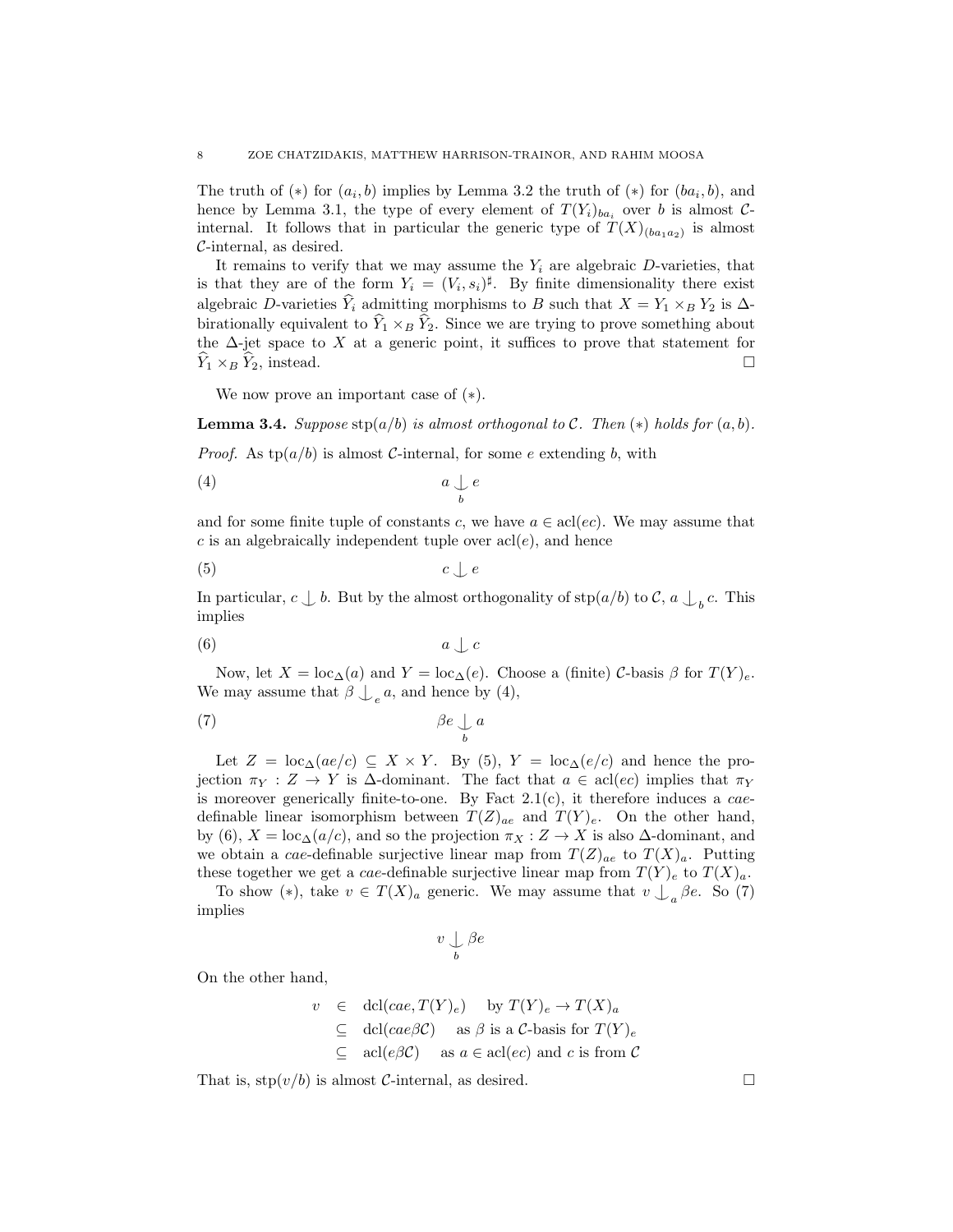The truth of $(*)$ for $(a_i, b)$ implies by Lemma 3.2 the truth of $(*)$ for $(ba_i, b)$, and hence by Lemma 3.1, the type of every element of $T(Y_i)_{ba_i}$ over $b$ is almost $\mathcal{C}$-internal. It follows that in particular the generic type of $T(X)_{(ba_1a_2)}$ is almost $\mathcal{C}$-internal, as desired.

It remains to verify that we may assume the $Y_i$ are algebraic $D$-varieties, that is that they are of the form $Y_i = (V_i, s_i)^\sharp$. By finite dimensionality there exist algebraic $D$-varieties $\widehat{Y}_i$ admitting morphisms to $B$ such that $X = Y_1 \times_B Y_2$ is $\Delta$-birationally equivalent to $\widehat{Y}_1 \times_B \widehat{Y}_2$. Since we are trying to prove something about the $\Delta$-jet space to $X$ at a generic point, it suffices to prove that statement for $\widehat{Y}_1 \times_B \widehat{Y}_2$, instead. □

We now prove an important case of $(*)$.

**Lemma 3.4.** *Suppose* $\mathrm{stp}(a/b)$ *is almost orthogonal to* $\mathcal{C}$. *Then* $(*)$ *holds for* $(a, b)$.

*Proof.* As $\mathrm{tp}(a/b)$ is almost $\mathcal{C}$-internal, for some $e$ extending $b$, with

$$a \mathop{\smile\!\!\!\!\!\!|}_{b} e \tag{4}$$

and for some finite tuple of constants $c$, we have $a \in \mathrm{acl}(ec)$. We may assume that $c$ is an algebraically independent tuple over $\mathrm{acl}(e)$, and hence

$$c \mathop{\smile\!\!\!\!\!\!|} e \tag{5}$$

In particular, $c \mathop{\smile\!\!\!\!\!\!|} b$. But by the almost orthogonality of $\mathrm{stp}(a/b)$ to $\mathcal{C}$, $a \mathop{\smile\!\!\!\!\!\!|}_b c$. This implies

$$a \mathop{\smile\!\!\!\!\!\!|} c \tag{6}$$

Now, let $X = \mathrm{loc}_\Delta(a)$ and $Y = \mathrm{loc}_\Delta(e)$. Choose a (finite) $\mathcal{C}$-basis $\beta$ for $T(Y)_e$. We may assume that $\beta \mathop{\smile\!\!\!\!\!\!|}_e a$, and hence by (4),

$$\beta e \mathop{\smile\!\!\!\!\!\!|}_{b} a \tag{7}$$

Let $Z = \mathrm{loc}_\Delta(ae/c) \subseteq X \times Y$. By (5), $Y = \mathrm{loc}_\Delta(e/c)$ and hence the projection $\pi_Y : Z \to Y$ is $\Delta$-dominant. The fact that $a \in \mathrm{acl}(ec)$ implies that $\pi_Y$ is moreover generically finite-to-one. By Fact 2.1(c), it therefore induces a $cae$-definable linear isomorphism between $T(Z)_{ae}$ to $T(Y)_e$. On the other hand, by (6), $X = \mathrm{loc}_\Delta(a/c)$, and so the projection $\pi_X : Z \to X$ is also $\Delta$-dominant, and we obtain a $cae$-definable surjective linear map from $T(Z)_{ae}$ to $T(X)_a$. Putting these together we get a $cae$-definable surjective linear map from $T(Y)_e$ to $T(X)_a$.

To show $(*)$, take $v \in T(X)_a$ generic. We may assume that $v \mathop{\smile\!\!\!\!\!\!|}_a \beta e$. So (7) implies

$$v \mathop{\smile\!\!\!\!\!\!|}_{b} \beta e$$

On the other hand,

$$\begin{array}{rcll} v & \in & \mathrm{dcl}(cae, T(Y)_e) & \text{by } T(Y)_e \to T(X)_a \\ & \subseteq & \mathrm{dcl}(cae\beta\mathcal{C}) & \text{as } \beta \text{ is a } \mathcal{C}\text{-basis for } T(Y)_e \\ & \subseteq & \mathrm{acl}(e\beta\mathcal{C}) & \text{as } a \in \mathrm{acl}(ec) \text{ and } c \text{ is from } \mathcal{C} \end{array}$$

That is, $\mathrm{stp}(v/b)$ is almost $\mathcal{C}$-internal, as desired. □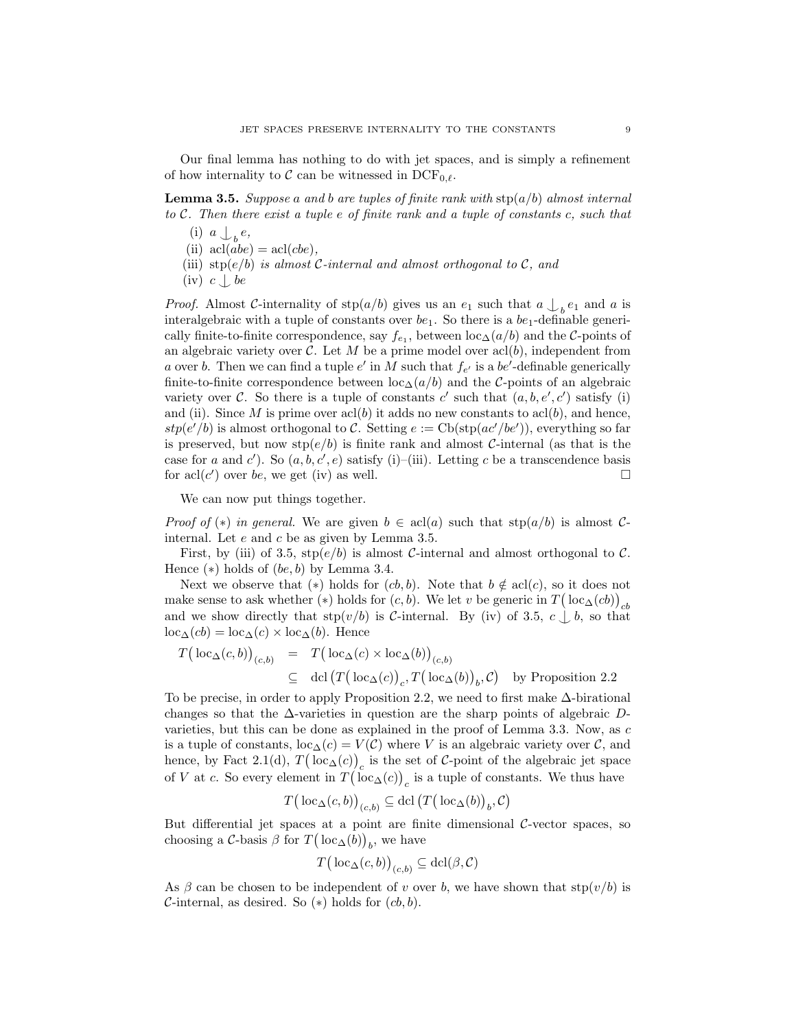Our final lemma has nothing to do with jet spaces, and is simply a refinement of how internality to $\mathcal{C}$ can be witnessed in $\mathrm{DCF}_{0,\ell}$.

**Lemma 3.5.** *Suppose $a$ and $b$ are tuples of finite rank with $\mathrm{stp}(a/b)$ almost internal to $\mathcal{C}$. Then there exist a tuple $e$ of finite rank and a tuple of constants $c$, such that*

(i) $a \mathop{\smile\!\!\!\!\!\mid}_b e$,

(ii) $\mathrm{acl}(abe) = \mathrm{acl}(cbe)$,

(iii) *$\mathrm{stp}(e/b)$ is almost $\mathcal{C}$-internal and almost orthogonal to $\mathcal{C}$, and*

(iv) $c \mathop{\smile\!\!\!\!\!\mid} be$

*Proof.* Almost $\mathcal{C}$-internality of $\mathrm{stp}(a/b)$ gives us an $e_1$ such that $a \mathop{\smile\!\!\!\!\!\mid}_b e_1$ and $a$ is interalgebraic with a tuple of constants over $be_1$. So there is a $be_1$-definable generically finite-to-finite correspondence, say $f_{e_1}$, between $\mathrm{loc}_\Delta(a/b)$ and the $\mathcal{C}$-points of an algebraic variety over $\mathcal{C}$. Let $M$ be a prime model over $\mathrm{acl}(b)$, independent from $a$ over $b$. Then we can find a tuple $e'$ in $M$ such that $f_{e'}$ is a $be'$-definable generically finite-to-finite correspondence between $\mathrm{loc}_\Delta(a/b)$ and the $\mathcal{C}$-points of an algebraic variety over $\mathcal{C}$. So there is a tuple of constants $c'$ such that $(a, b, e', c')$ satisfy (i) and (ii). Since $M$ is prime over $\mathrm{acl}(b)$ it adds no new constants to $\mathrm{acl}(b)$, and hence, $stp(e'/b)$ is almost orthogonal to $\mathcal{C}$. Setting $e := \mathrm{Cb}(\mathrm{stp}(ac'/be'))$, everything so far is preserved, but now $\mathrm{stp}(e/b)$ is finite rank and almost $\mathcal{C}$-internal (as that is the case for $a$ and $c'$). So $(a, b, c', e)$ satisfy (i)–(iii). Letting $c$ be a transcendence basis for $\mathrm{acl}(c')$ over $be$, we get (iv) as well. $\square$

We can now put things together.

*Proof of $(*)$ in general.* We are given $b \in \mathrm{acl}(a)$ such that $\mathrm{stp}(a/b)$ is almost $\mathcal{C}$-internal. Let $e$ and $c$ be as given by Lemma 3.5.

First, by (iii) of 3.5, $\mathrm{stp}(e/b)$ is almost $\mathcal{C}$-internal and almost orthogonal to $\mathcal{C}$. Hence $(*)$ holds of $(be, b)$ by Lemma 3.4.

Next we observe that $(*)$ holds for $(cb, b)$. Note that $b \notin \mathrm{acl}(c)$, so it does not make sense to ask whether $(*)$ holds for $(c, b)$. We let $v$ be generic in $T\big(\mathrm{loc}_\Delta(cb)\big)_{cb}$ and we show directly that $\mathrm{stp}(v/b)$ is $\mathcal{C}$-internal. By (iv) of 3.5, $c \mathop{\smile\!\!\!\!\!\mid} b$, so that $\mathrm{loc}_\Delta(cb) = \mathrm{loc}_\Delta(c) \times \mathrm{loc}_\Delta(b)$. Hence

$$
\begin{aligned}
T\big(\mathrm{loc}_\Delta(c,b)\big)_{(c,b)} &= T\big(\mathrm{loc}_\Delta(c) \times \mathrm{loc}_\Delta(b)\big)_{(c,b)} \\
&\subseteq \mathrm{dcl}\big(T\big(\mathrm{loc}_\Delta(c)\big)_c, T\big(\mathrm{loc}_\Delta(b)\big)_b, \mathcal{C}\big) \quad \text{by Proposition 2.2}
\end{aligned}
$$

To be precise, in order to apply Proposition 2.2, we need to first make $\Delta$-birational changes so that the $\Delta$-varieties in question are the sharp points of algebraic $D$-varieties, but this can be done as explained in the proof of Lemma 3.3. Now, as $c$ is a tuple of constants, $\mathrm{loc}_\Delta(c) = V(\mathcal{C})$ where $V$ is an algebraic variety over $\mathcal{C}$, and hence, by Fact 2.1(d), $T\big(\mathrm{loc}_\Delta(c)\big)_c$ is the set of $\mathcal{C}$-point of the algebraic jet space of $V$ at $c$. So every element in $T\big(\mathrm{loc}_\Delta(c)\big)_c$ is a tuple of constants. We thus have

$$
T\big(\mathrm{loc}_\Delta(c,b)\big)_{(c,b)} \subseteq \mathrm{dcl}\big(T\big(\mathrm{loc}_\Delta(b)\big)_b, \mathcal{C}\big)
$$

But differential jet spaces at a point are finite dimensional $\mathcal{C}$-vector spaces, so choosing a $\mathcal{C}$-basis $\beta$ for $T\big(\mathrm{loc}_\Delta(b)\big)_b$, we have

$$
T\big(\mathrm{loc}_\Delta(c,b)\big)_{(c,b)} \subseteq \mathrm{dcl}(\beta, \mathcal{C})
$$

As $\beta$ can be chosen to be independent of $v$ over $b$, we have shown that $\mathrm{stp}(v/b)$ is $\mathcal{C}$-internal, as desired. So $(*)$ holds for $(cb, b)$.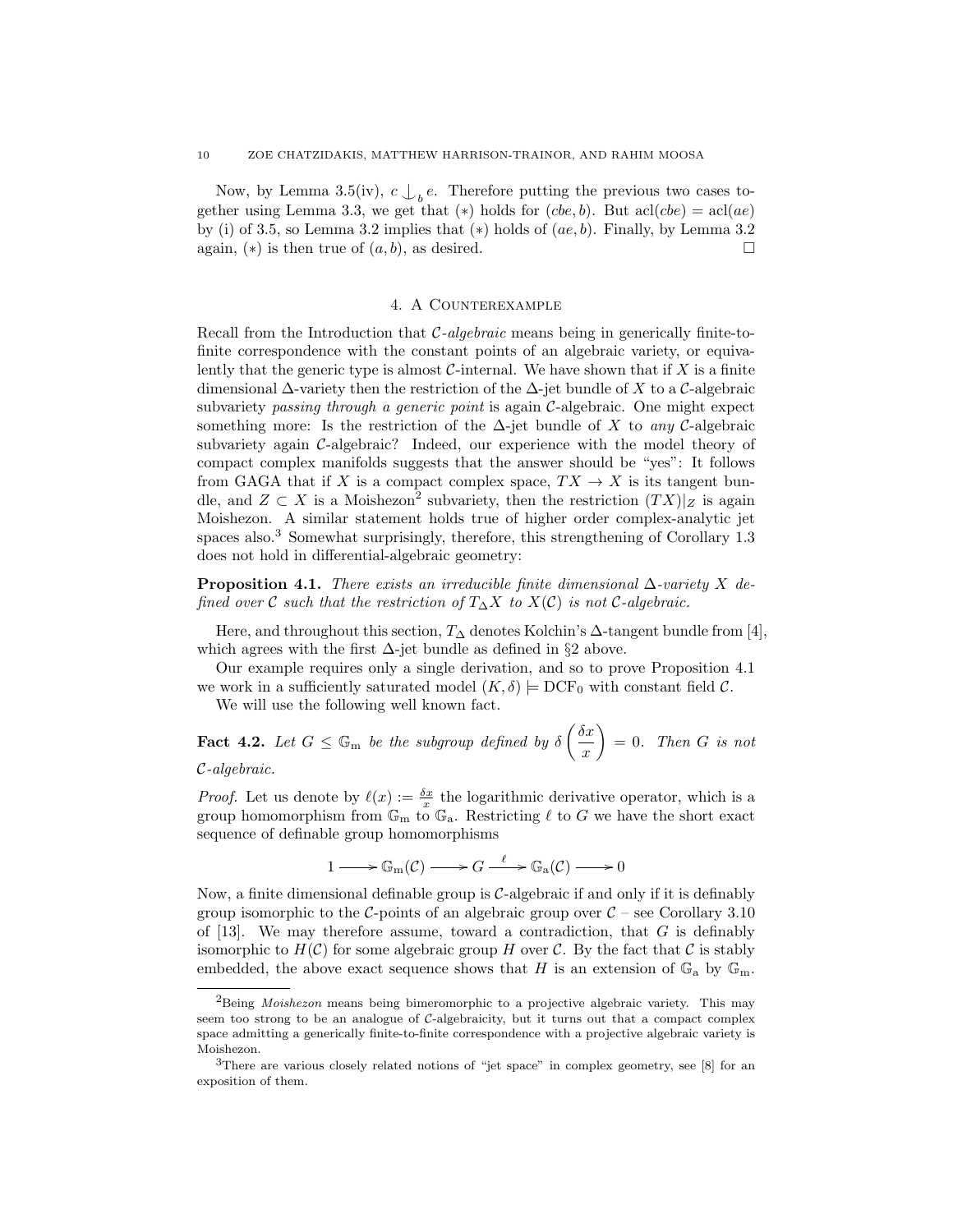Now, by Lemma 3.5(iv), $c \mathop{\smile\!\!\!\!\!\!\!\;|}_b e$. Therefore putting the previous two cases together using Lemma 3.3, we get that $(*)$ holds for $(cbe, b)$. But $\operatorname{acl}(cbe) = \operatorname{acl}(ae)$ by (i) of 3.5, so Lemma 3.2 implies that $(*)$ holds of $(ae, b)$. Finally, by Lemma 3.2 again, $(*)$ is then true of $(a, b)$, as desired. □

## 4. A Counterexample

Recall from the Introduction that $\mathcal{C}$*-algebraic* means being in generically finite-to-finite correspondence with the constant points of an algebraic variety, or equivalently that the generic type is almost $\mathcal{C}$-internal. We have shown that if $X$ is a finite dimensional $\Delta$-variety then the restriction of the $\Delta$-jet bundle of $X$ to a $\mathcal{C}$-algebraic subvariety *passing through a generic point* is again $\mathcal{C}$-algebraic. One might expect something more: Is the restriction of the $\Delta$-jet bundle of $X$ to *any* $\mathcal{C}$-algebraic subvariety again $\mathcal{C}$-algebraic? Indeed, our experience with the model theory of compact complex manifolds suggests that the answer should be "yes": It follows from GAGA that if $X$ is a compact complex space, $TX \to X$ is its tangent bundle, and $Z \subset X$ is a Moishezon[2] subvariety, then the restriction $(TX)|_Z$ is again Moishezon. A similar statement holds true of higher order complex-analytic jet spaces also.[3] Somewhat surprisingly, therefore, this strengthening of Corollary 1.3 does not hold in differential-algebraic geometry:

**Proposition 4.1.** *There exists an irreducible finite dimensional $\Delta$-variety $X$ defined over $\mathcal{C}$ such that the restriction of $T_\Delta X$ to $X(\mathcal{C})$ is not $\mathcal{C}$-algebraic.*

Here, and throughout this section, $T_\Delta$ denotes Kolchin's $\Delta$-tangent bundle from [4], which agrees with the first $\Delta$-jet bundle as defined in §2 above.

Our example requires only a single derivation, and so to prove Proposition 4.1 we work in a sufficiently saturated model $(K, \delta) \models \mathrm{DCF}_0$ with constant field $\mathcal{C}$.

We will use the following well known fact.

**Fact 4.2.** *Let $G \leq \mathbb{G}_{\mathrm{m}}$ be the subgroup defined by $\delta\left(\dfrac{\delta x}{x}\right) = 0$. Then $G$ is not $\mathcal{C}$-algebraic.*

*Proof.* Let us denote by $\ell(x) := \frac{\delta x}{x}$ the logarithmic derivative operator, which is a group homomorphism from $\mathbb{G}_{\mathrm{m}}$ to $\mathbb{G}_{\mathrm{a}}$. Restricting $\ell$ to $G$ we have the short exact sequence of definable group homomorphisms

$$1 \longrightarrow \mathbb{G}_{\mathrm{m}}(\mathcal{C}) \longrightarrow G \xrightarrow{\ \ell\ } \mathbb{G}_{\mathrm{a}}(\mathcal{C}) \longrightarrow 0$$

Now, a finite dimensional definable group is $\mathcal{C}$-algebraic if and only if it is definably group isomorphic to the $\mathcal{C}$-points of an algebraic group over $\mathcal{C}$ – see Corollary 3.10 of [13]. We may therefore assume, toward a contradiction, that $G$ is definably isomorphic to $H(\mathcal{C})$ for some algebraic group $H$ over $\mathcal{C}$. By the fact that $\mathcal{C}$ is stably embedded, the above exact sequence shows that $H$ is an extension of $\mathbb{G}_{\mathrm{a}}$ by $\mathbb{G}_{\mathrm{m}}$.

---

[2] Being *Moishezon* means being bimeromorphic to a projective algebraic variety. This may seem too strong to be an analogue of $\mathcal{C}$-algebraicity, but it turns out that a compact complex space admitting a generically finite-to-finite correspondence with a projective algebraic variety is Moishezon.

[3] There are various closely related notions of "jet space" in complex geometry, see [8] for an exposition of them.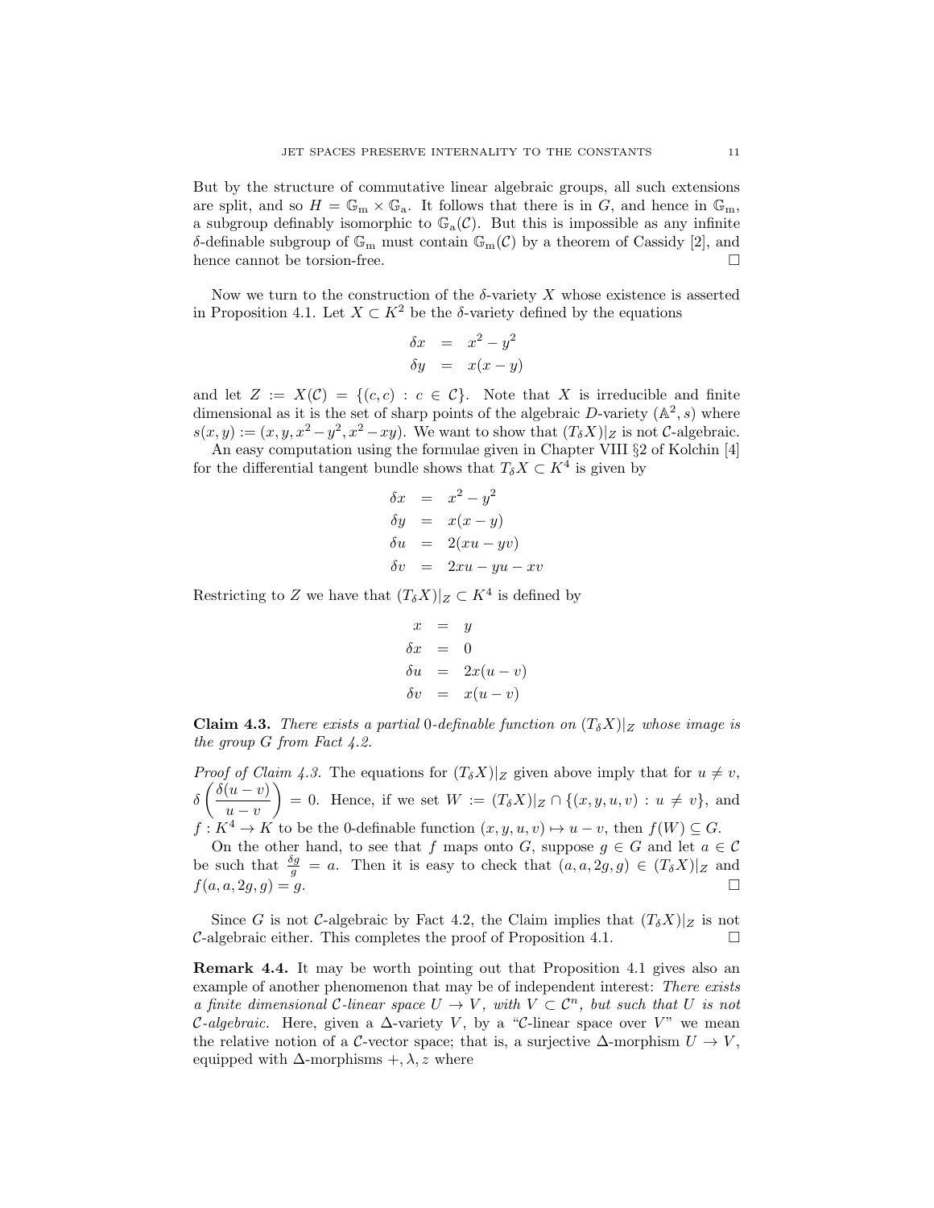But by the structure of commutative linear algebraic groups, all such extensions are split, and so $H = \mathbb{G}_\mathrm{m} \times \mathbb{G}_\mathrm{a}$. It follows that there is in $G$, and hence in $\mathbb{G}_\mathrm{m}$, a subgroup definably isomorphic to $\mathbb{G}_\mathrm{a}(\mathcal{C})$. But this is impossible as any infinite $\delta$-definable subgroup of $\mathbb{G}_\mathrm{m}$ must contain $\mathbb{G}_\mathrm{m}(\mathcal{C})$ by a theorem of Cassidy [2], and hence cannot be torsion-free. $\square$

Now we turn to the construction of the $\delta$-variety $X$ whose existence is asserted in Proposition 4.1. Let $X \subset K^2$ be the $\delta$-variety defined by the equations

$$\begin{aligned} \delta x &= x^2 - y^2 \\ \delta y &= x(x-y) \end{aligned}$$

and let $Z := X(\mathcal{C}) = \{(c,c) : c \in \mathcal{C}\}$. Note that $X$ is irreducible and finite dimensional as it is the set of sharp points of the algebraic $D$-variety $(\mathbb{A}^2, s)$ where $s(x,y) := (x, y, x^2 - y^2, x^2 - xy)$. We want to show that $(T_\delta X)|_Z$ is not $\mathcal{C}$-algebraic.

An easy computation using the formulae given in Chapter VIII §2 of Kolchin [4] for the differential tangent bundle shows that $T_\delta X \subset K^4$ is given by

$$\begin{aligned} \delta x &= x^2 - y^2 \\ \delta y &= x(x-y) \\ \delta u &= 2(xu - yv) \\ \delta v &= 2xu - yu - xv \end{aligned}$$

Restricting to $Z$ we have that $(T_\delta X)|_Z \subset K^4$ is defined by

$$\begin{aligned} x &= y \\ \delta x &= 0 \\ \delta u &= 2x(u-v) \\ \delta v &= x(u-v) \end{aligned}$$

**Claim 4.3.** *There exists a partial* 0*-definable function on* $(T_\delta X)|_Z$ *whose image is the group* $G$ *from Fact 4.2.*

*Proof of Claim 4.3.* The equations for $(T_\delta X)|_Z$ given above imply that for $u \neq v$, $\delta\left(\dfrac{\delta(u-v)}{u-v}\right) = 0$. Hence, if we set $W := (T_\delta X)|_Z \cap \{(x,y,u,v) : u \neq v\}$, and $f : K^4 \to K$ to be the 0-definable function $(x,y,u,v) \mapsto u - v$, then $f(W) \subseteq G$.

On the other hand, to see that $f$ maps onto $G$, suppose $g \in G$ and let $a \in \mathcal{C}$ be such that $\frac{\delta g}{g} = a$. Then it is easy to check that $(a, a, 2g, g) \in (T_\delta X)|_Z$ and $f(a, a, 2g, g) = g$. $\square$

Since $G$ is not $\mathcal{C}$-algebraic by Fact 4.2, the Claim implies that $(T_\delta X)|_Z$ is not $\mathcal{C}$-algebraic either. This completes the proof of Proposition 4.1. $\square$

**Remark 4.4.** It may be worth pointing out that Proposition 4.1 gives also an example of another phenomenon that may be of independent interest: *There exists a finite dimensional* $\mathcal{C}$*-linear space* $U \to V$*, with* $V \subset \mathcal{C}^n$*, but such that* $U$ *is not* $\mathcal{C}$*-algebraic.* Here, given a $\Delta$-variety $V$, by a "$\mathcal{C}$-linear space over $V$" we mean the relative notion of a $\mathcal{C}$-vector space; that is, a surjective $\Delta$-morphism $U \to V$, equipped with $\Delta$-morphisms $+, \lambda, z$ where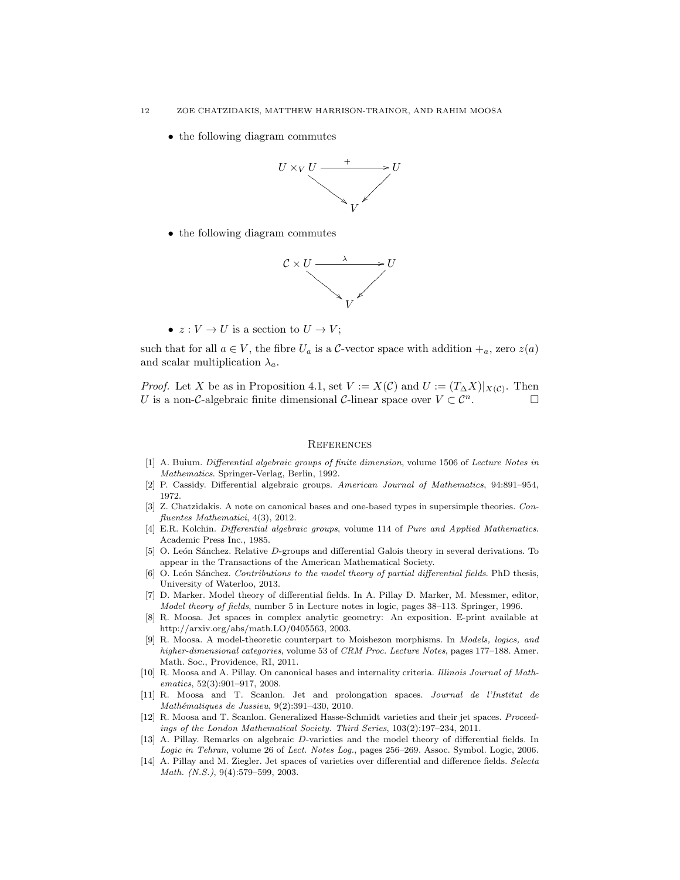- the following diagram commutes

$$\begin{array}{ccc} U \times_V U & \xrightarrow{+} & U \\ & \searrow \quad \swarrow & \\ & V & \end{array}$$

- the following diagram commutes

$$\begin{array}{ccc} \mathcal{C} \times U & \xrightarrow{\lambda} & U \\ & \searrow \quad \swarrow & \\ & V & \end{array}$$

- $z : V \to U$ is a section to $U \to V$;

such that for all $a \in V$, the fibre $U_a$ is a $\mathcal{C}$-vector space with addition $+_a$, zero $z(a)$ and scalar multiplication $\lambda_a$.

*Proof.* Let $X$ be as in Proposition 4.1, set $V := X(\mathcal{C})$ and $U := (T_\Delta X)|_{X(\mathcal{C})}$. Then $U$ is a non-$\mathcal{C}$-algebraic finite dimensional $\mathcal{C}$-linear space over $V \subset \mathcal{C}^n$. □

## References

[1] A. Buium. *Differential algebraic groups of finite dimension*, volume 1506 of *Lecture Notes in Mathematics*. Springer-Verlag, Berlin, 1992.

[2] P. Cassidy. Differential algebraic groups. *American Journal of Mathematics*, 94:891–954, 1972.

[3] Z. Chatzidakis. A note on canonical bases and one-based types in supersimple theories. *Confluentes Mathematici*, 4(3), 2012.

[4] E.R. Kolchin. *Differential algebraic groups*, volume 114 of *Pure and Applied Mathematics*. Academic Press Inc., 1985.

[5] O. León Sánchez. Relative $D$-groups and differential Galois theory in several derivations. To appear in the Transactions of the American Mathematical Society.

[6] O. León Sánchez. *Contributions to the model theory of partial differential fields*. PhD thesis, University of Waterloo, 2013.

[7] D. Marker. Model theory of differential fields. In A. Pillay D. Marker, M. Messmer, editor, *Model theory of fields*, number 5 in Lecture notes in logic, pages 38–113. Springer, 1996.

[8] R. Moosa. Jet spaces in complex analytic geometry: An exposition. E-print available at http://arxiv.org/abs/math.LO/0405563, 2003.

[9] R. Moosa. A model-theoretic counterpart to Moishezon morphisms. In *Models, logics, and higher-dimensional categories*, volume 53 of *CRM Proc. Lecture Notes*, pages 177–188. Amer. Math. Soc., Providence, RI, 2011.

[10] R. Moosa and A. Pillay. On canonical bases and internality criteria. *Illinois Journal of Mathematics*, 52(3):901–917, 2008.

[11] R. Moosa and T. Scanlon. Jet and prolongation spaces. *Journal de l'Institut de Mathématiques de Jussieu*, 9(2):391–430, 2010.

[12] R. Moosa and T. Scanlon. Generalized Hasse-Schmidt varieties and their jet spaces. *Proceedings of the London Mathematical Society. Third Series*, 103(2):197–234, 2011.

[13] A. Pillay. Remarks on algebraic $D$-varieties and the model theory of differential fields. In *Logic in Tehran*, volume 26 of *Lect. Notes Log.*, pages 256–269. Assoc. Symbol. Logic, 2006.

[14] A. Pillay and M. Ziegler. Jet spaces of varieties over differential and difference fields. *Selecta Math. (N.S.)*, 9(4):579–599, 2003.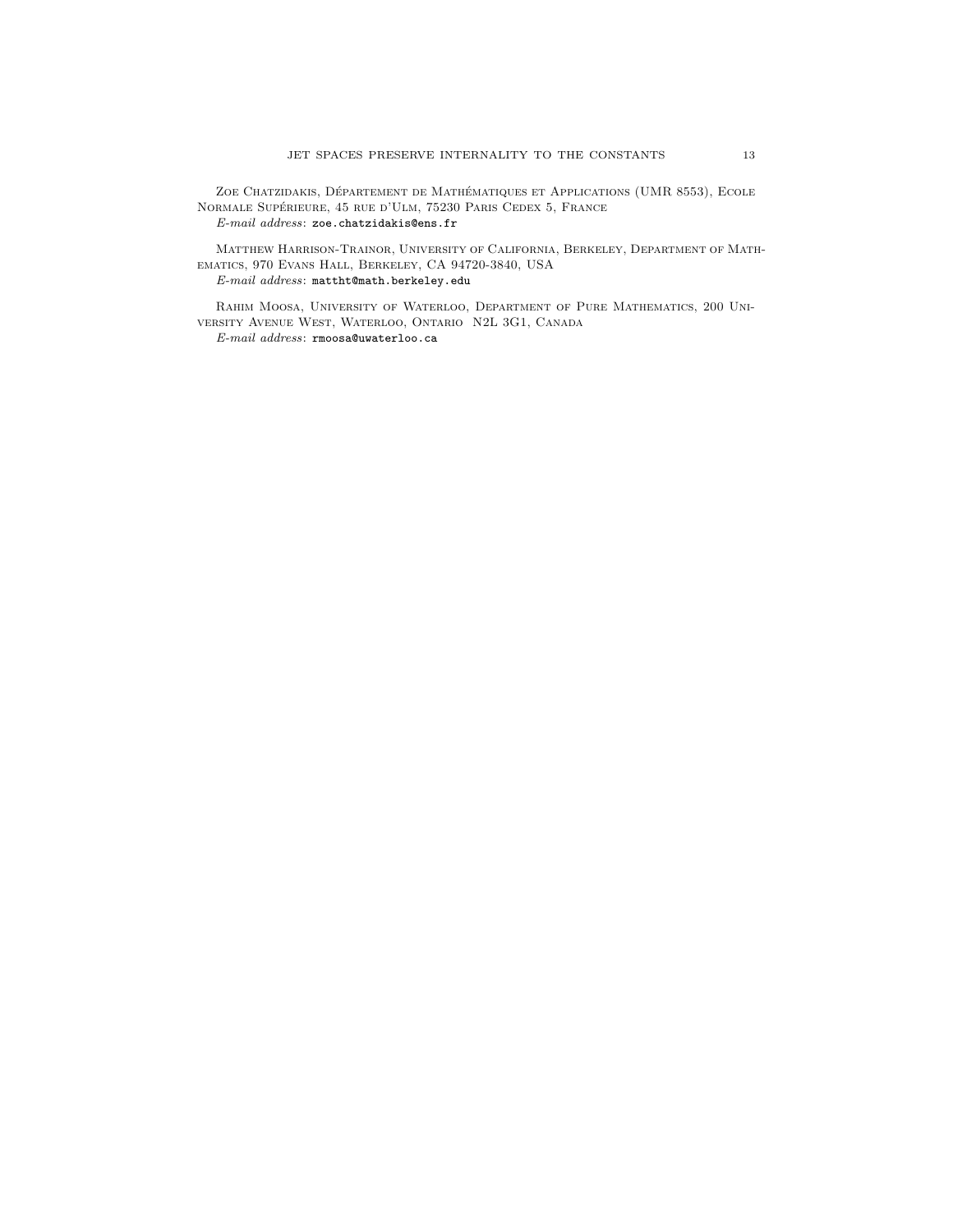Zoe Chatzidakis, Département de Mathématiques et Applications (UMR 8553), Ecole Normale Supérieure, 45 rue d'Ulm, 75230 Paris Cedex 5, France

*E-mail address*: zoe.chatzidakis@ens.fr

Matthew Harrison-Trainor, University of California, Berkeley, Department of Mathematics, 970 Evans Hall, Berkeley, CA 94720-3840, USA

*E-mail address*: mattht@math.berkeley.edu

Rahim Moosa, University of Waterloo, Department of Pure Mathematics, 200 University Avenue West, Waterloo, Ontario N2L 3G1, Canada

*E-mail address*: rmoosa@uwaterloo.ca